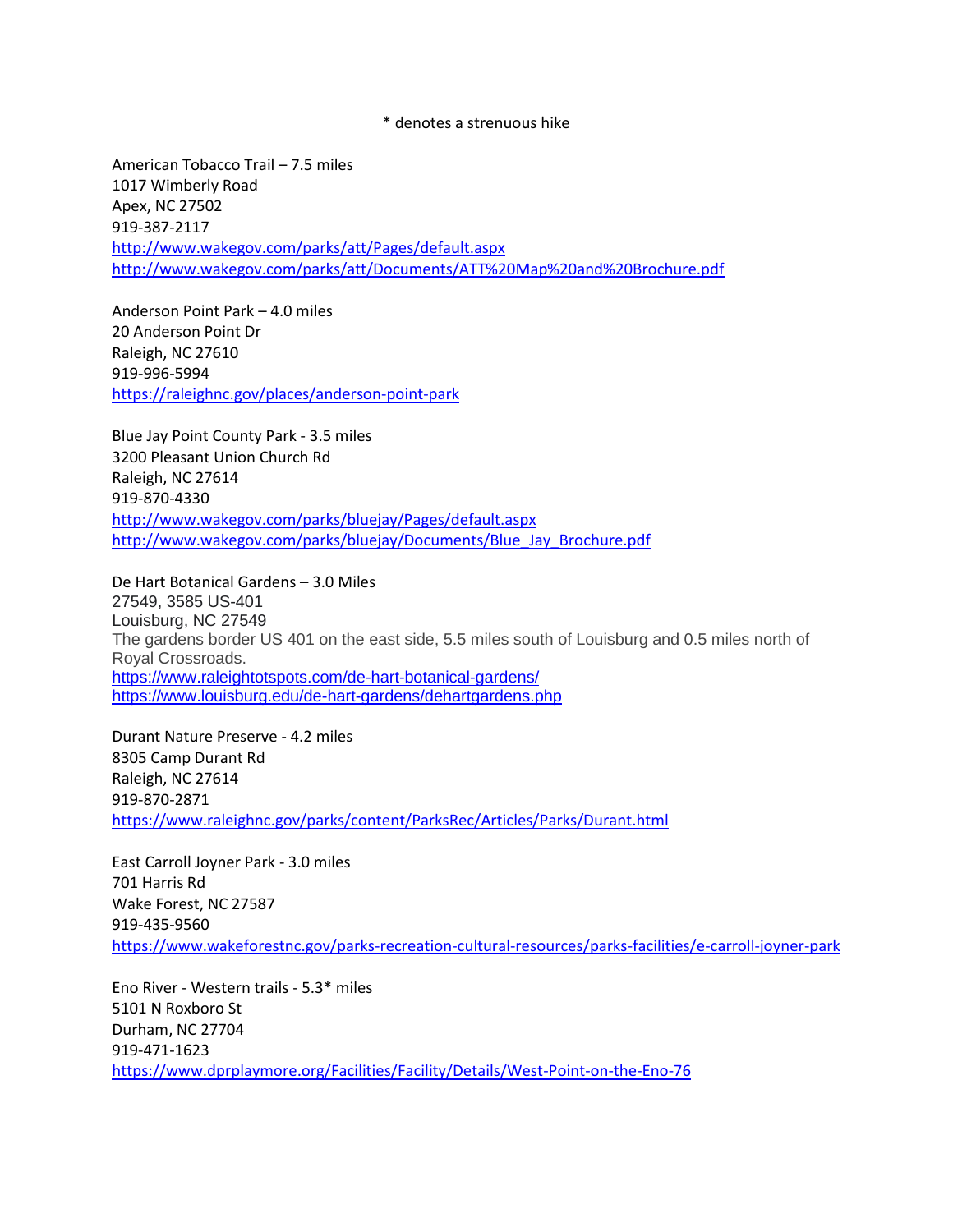* denotes a strenuous hike

American Tobacco Trail – 7.5 miles
1017 Wimberly Road
Apex, NC 27502
919-387-2117
http://www.wakegov.com/parks/att/Pages/default.aspx
http://www.wakegov.com/parks/att/Documents/ATT%20Map%20and%20Brochure.pdf

Anderson Point Park – 4.0 miles
20 Anderson Point Dr
Raleigh, NC 27610
919-996-5994
https://raleighnc.gov/places/anderson-point-park

Blue Jay Point County Park - 3.5 miles
3200 Pleasant Union Church Rd
Raleigh, NC 27614
919-870-4330
http://www.wakegov.com/parks/bluejay/Pages/default.aspx
http://www.wakegov.com/parks/bluejay/Documents/Blue_Jay_Brochure.pdf

De Hart Botanical Gardens – 3.0 Miles
27549, 3585 US-401
Louisburg, NC 27549
The gardens border US 401 on the east side, 5.5 miles south of Louisburg and 0.5 miles north of Royal Crossroads.
https://www.raleightotspots.com/de-hart-botanical-gardens/
https://www.louisburg.edu/de-hart-gardens/dehartgardens.php

Durant Nature Preserve - 4.2 miles
8305 Camp Durant Rd
Raleigh, NC 27614
919-870-2871
https://www.raleighnc.gov/parks/content/ParksRec/Articles/Parks/Durant.html

East Carroll Joyner Park - 3.0 miles
701 Harris Rd
Wake Forest, NC 27587
919-435-9560
https://www.wakeforestnc.gov/parks-recreation-cultural-resources/parks-facilities/e-carroll-joyner-park

Eno River - Western trails - 5.3* miles
5101 N Roxboro St
Durham, NC 27704
919-471-1623
https://www.dprplaymore.org/Facilities/Facility/Details/West-Point-on-the-Eno-76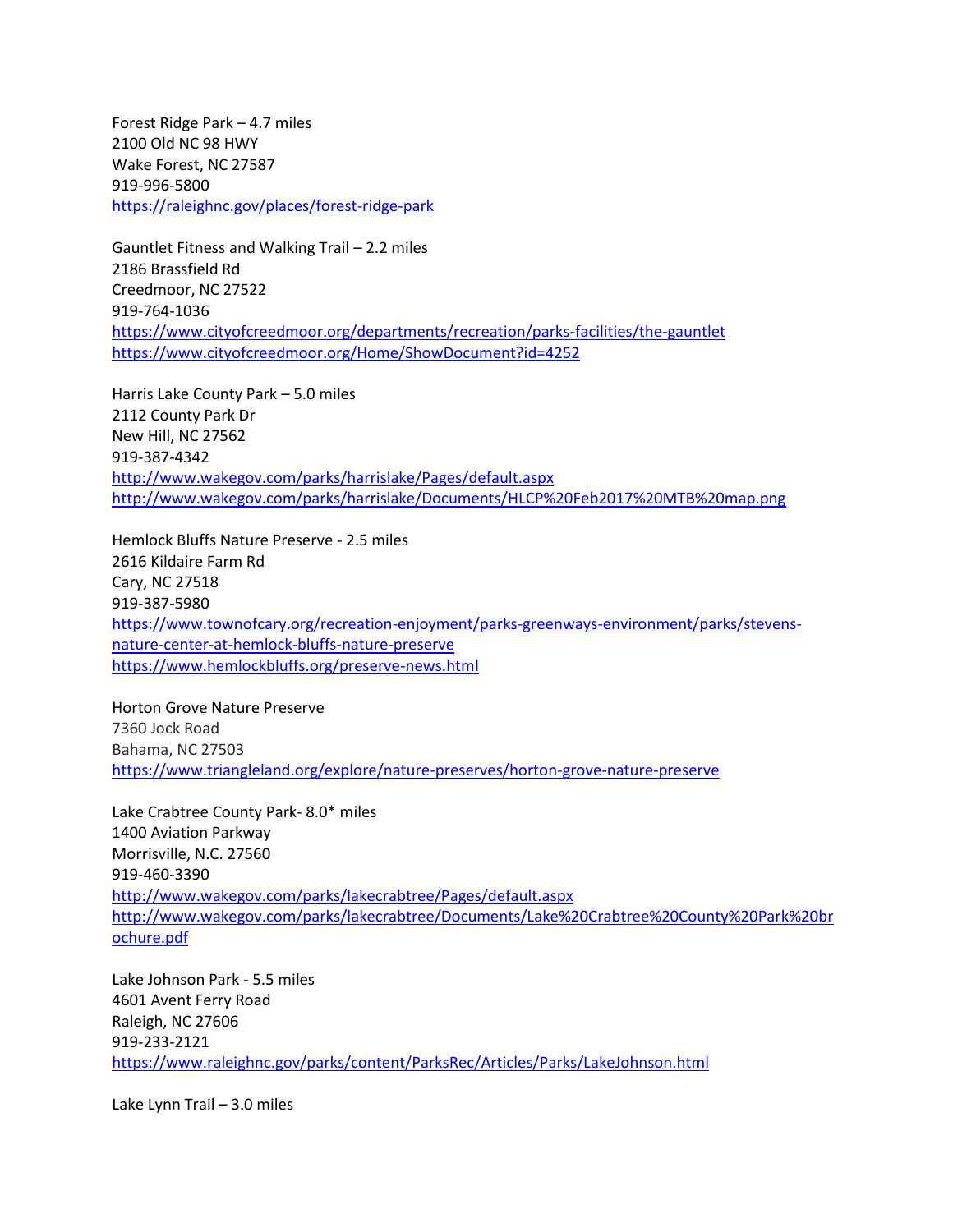Forest Ridge Park – 4.7 miles
2100 Old NC 98 HWY
Wake Forest, NC 27587
919-996-5800
https://raleighnc.gov/places/forest-ridge-park

Gauntlet Fitness and Walking Trail – 2.2 miles
2186 Brassfield Rd
Creedmoor, NC 27522
919-764-1036
https://www.cityofcreedmoor.org/departments/recreation/parks-facilities/the-gauntlet
https://www.cityofcreedmoor.org/Home/ShowDocument?id=4252

Harris Lake County Park – 5.0 miles
2112 County Park Dr
New Hill, NC 27562
919-387-4342
http://www.wakegov.com/parks/harrislake/Pages/default.aspx
http://www.wakegov.com/parks/harrislake/Documents/HLCP%20Feb2017%20MTB%20map.png

Hemlock Bluffs Nature Preserve - 2.5 miles
2616 Kildaire Farm Rd
Cary, NC 27518
919-387-5980
https://www.townofcary.org/recreation-enjoyment/parks-greenways-environment/parks/stevens-nature-center-at-hemlock-bluffs-nature-preserve
https://www.hemlockbluffs.org/preserve-news.html

Horton Grove Nature Preserve
7360 Jock Road
Bahama, NC 27503
https://www.triangleland.org/explore/nature-preserves/horton-grove-nature-preserve

Lake Crabtree County Park- 8.0* miles
1400 Aviation Parkway
Morrisville, N.C. 27560
919-460-3390
http://www.wakegov.com/parks/lakecrabtree/Pages/default.aspx
http://www.wakegov.com/parks/lakecrabtree/Documents/Lake%20Crabtree%20County%20Park%20brochure.pdf

Lake Johnson Park - 5.5 miles
4601 Avent Ferry Road
Raleigh, NC 27606
919-233-2121
https://www.raleighnc.gov/parks/content/ParksRec/Articles/Parks/LakeJohnson.html

Lake Lynn Trail – 3.0 miles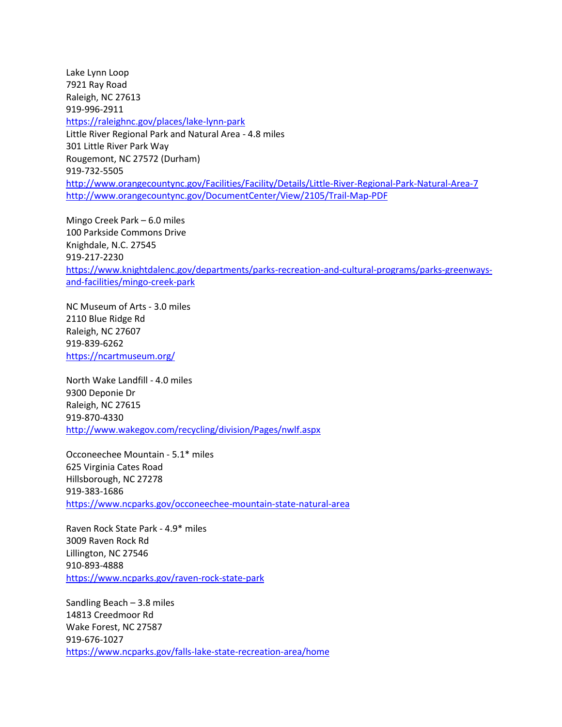Lake Lynn Loop
7921 Ray Road
Raleigh, NC 27613
919-996-2911
https://raleighnc.gov/places/lake-lynn-park

Little River Regional Park and Natural Area - 4.8 miles
301 Little River Park Way
Rougemont, NC 27572 (Durham)
919-732-5505
http://www.orangecountync.gov/Facilities/Facility/Details/Little-River-Regional-Park-Natural-Area-7
http://www.orangecountync.gov/DocumentCenter/View/2105/Trail-Map-PDF

Mingo Creek Park – 6.0 miles
100 Parkside Commons Drive
Knighdale, N.C. 27545
919-217-2230
https://www.knightdalenc.gov/departments/parks-recreation-and-cultural-programs/parks-greenways-and-facilities/mingo-creek-park

NC Museum of Arts - 3.0 miles
2110 Blue Ridge Rd
Raleigh, NC 27607
919-839-6262
https://ncartmuseum.org/

North Wake Landfill - 4.0 miles
9300 Deponie Dr
Raleigh, NC 27615
919-870-4330
http://www.wakegov.com/recycling/division/Pages/nwlf.aspx

Occoneechee Mountain - 5.1* miles
625 Virginia Cates Road
Hillsborough, NC 27278
919-383-1686
https://www.ncparks.gov/occoneechee-mountain-state-natural-area

Raven Rock State Park - 4.9* miles
3009 Raven Rock Rd
Lillington, NC 27546
910-893-4888
https://www.ncparks.gov/raven-rock-state-park

Sandling Beach – 3.8 miles
14813 Creedmoor Rd
Wake Forest, NC 27587
919-676-1027
https://www.ncparks.gov/falls-lake-state-recreation-area/home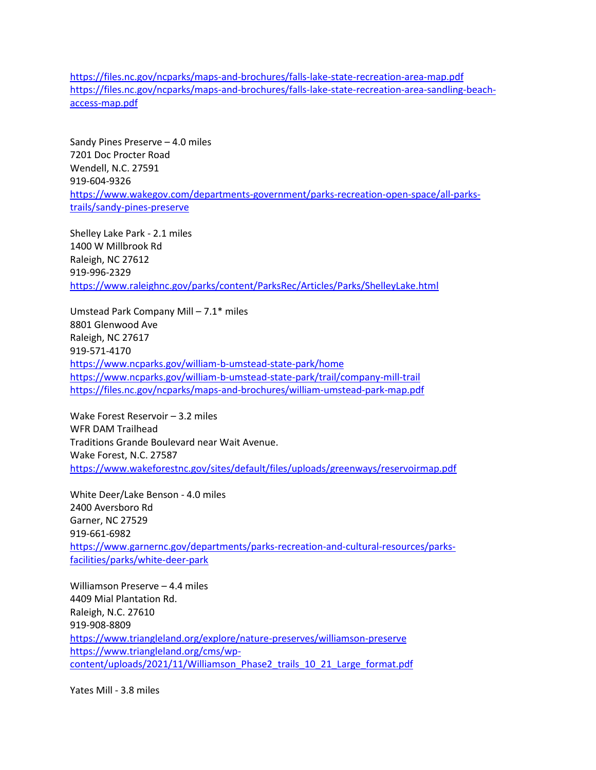https://files.nc.gov/ncparks/maps-and-brochures/falls-lake-state-recreation-area-map.pdf
https://files.nc.gov/ncparks/maps-and-brochures/falls-lake-state-recreation-area-sandling-beach-access-map.pdf

Sandy Pines Preserve – 4.0 miles
7201 Doc Procter Road
Wendell, N.C. 27591
919-604-9326
https://www.wakegov.com/departments-government/parks-recreation-open-space/all-parks-trails/sandy-pines-preserve

Shelley Lake Park - 2.1 miles
1400 W Millbrook Rd
Raleigh, NC 27612
919-996-2329
https://www.raleighnc.gov/parks/content/ParksRec/Articles/Parks/ShelleyLake.html

Umstead Park Company Mill – 7.1* miles
8801 Glenwood Ave
Raleigh, NC 27617
919-571-4170
https://www.ncparks.gov/william-b-umstead-state-park/home
https://www.ncparks.gov/william-b-umstead-state-park/trail/company-mill-trail
https://files.nc.gov/ncparks/maps-and-brochures/william-umstead-park-map.pdf

Wake Forest Reservoir – 3.2 miles
WFR DAM Trailhead
Traditions Grande Boulevard near Wait Avenue.
Wake Forest, N.C. 27587
https://www.wakeforestnc.gov/sites/default/files/uploads/greenways/reservoirmap.pdf

White Deer/Lake Benson - 4.0 miles
2400 Aversboro Rd
Garner, NC 27529
919-661-6982
https://www.garnernc.gov/departments/parks-recreation-and-cultural-resources/parks-facilities/parks/white-deer-park

Williamson Preserve – 4.4 miles
4409 Mial Plantation Rd.
Raleigh, N.C. 27610
919-908-8809
https://www.triangleland.org/explore/nature-preserves/williamson-preserve
https://www.triangleland.org/cms/wp-content/uploads/2021/11/Williamson_Phase2_trails_10_21_Large_format.pdf

Yates Mill - 3.8 miles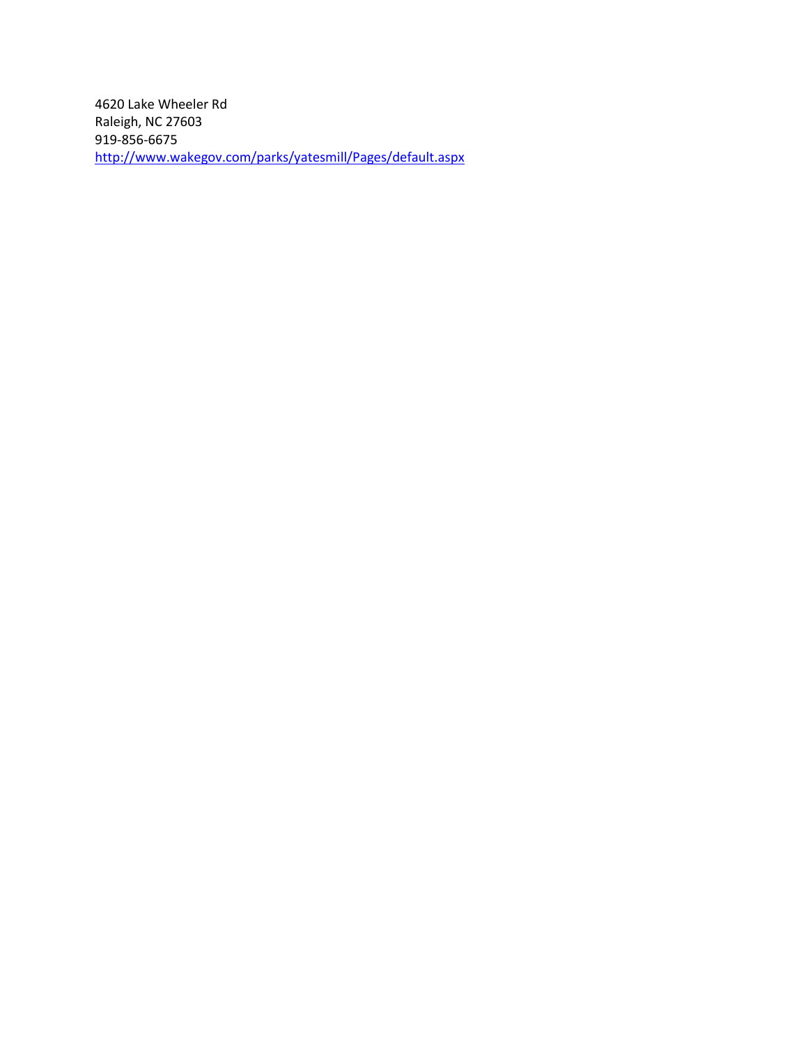4620 Lake Wheeler Rd
Raleigh, NC 27603
919-856-6675
[http://www.wakegov.com/parks/yatesmill/Pages/default.aspx](http://www.wakegov.com/parks/yatesmill/Pages/default.aspx)